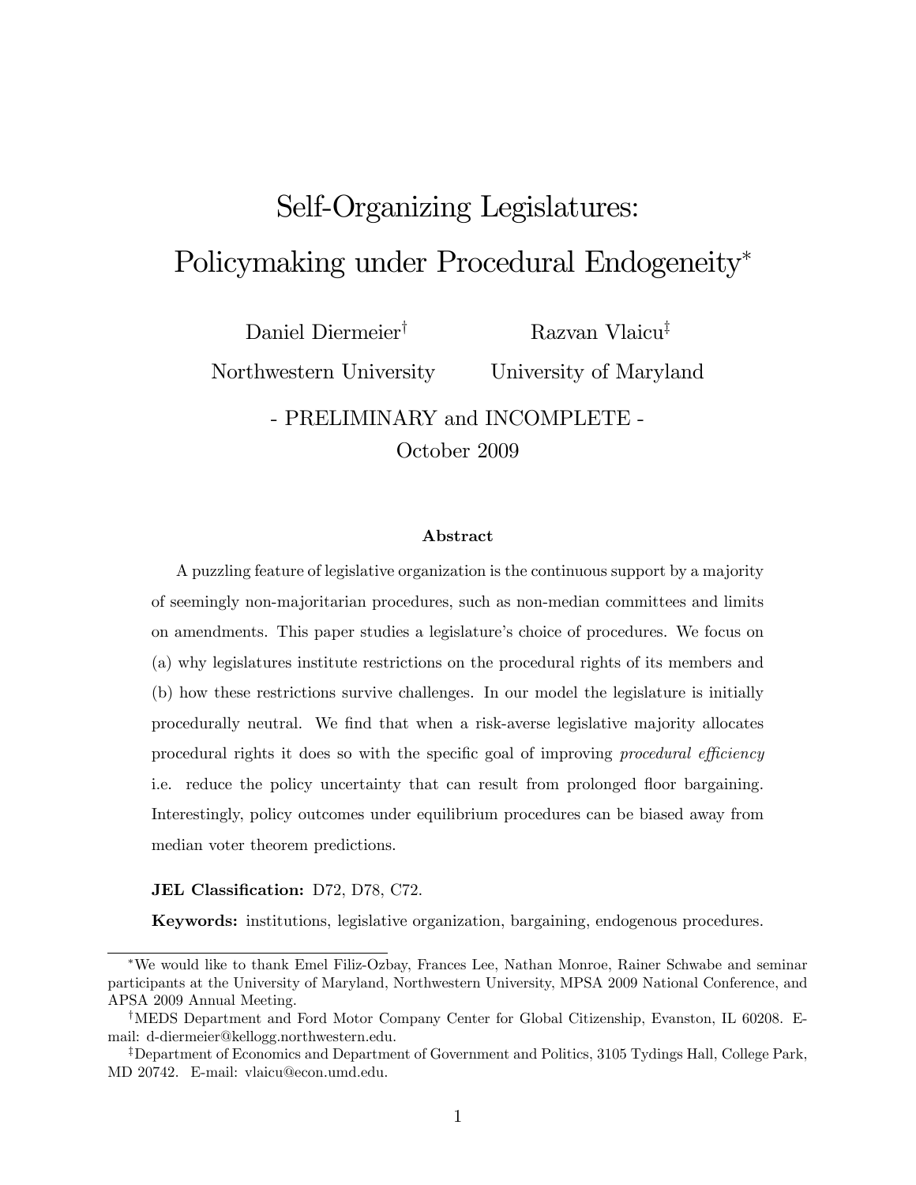# Self-Organizing Legislatures: Policymaking under Procedural Endogeneity*

Daniel Diermeier† — Northwestern University

Razvan Vlaicu‡ — University of Maryland

- PRELIMINARY and INCOMPLETE -

October 2009

### Abstract

A puzzling feature of legislative organization is the continuous support by a majority of seemingly non-majoritarian procedures, such as non-median committees and limits on amendments. This paper studies a legislature's choice of procedures. We focus on (a) why legislatures institute restrictions on the procedural rights of its members and (b) how these restrictions survive challenges. In our model the legislature is initially procedurally neutral. We find that when a risk-averse legislative majority allocates procedural rights it does so with the specific goal of improving *procedural efficiency* i.e. reduce the policy uncertainty that can result from prolonged floor bargaining. Interestingly, policy outcomes under equilibrium procedures can be biased away from median voter theorem predictions.

**JEL Classification:** D72, D78, C72.

**Keywords:** institutions, legislative organization, bargaining, endogenous procedures.

---

*We would like to thank Emel Filiz-Ozbay, Frances Lee, Nathan Monroe, Rainer Schwabe and seminar participants at the University of Maryland, Northwestern University, MPSA 2009 National Conference, and APSA 2009 Annual Meeting.

†MEDS Department and Ford Motor Company Center for Global Citizenship, Evanston, IL 60208. E-mail: d-diermeier@kellogg.northwestern.edu.

‡Department of Economics and Department of Government and Politics, 3105 Tydings Hall, College Park, MD 20742. E-mail: vlaicu@econ.umd.edu.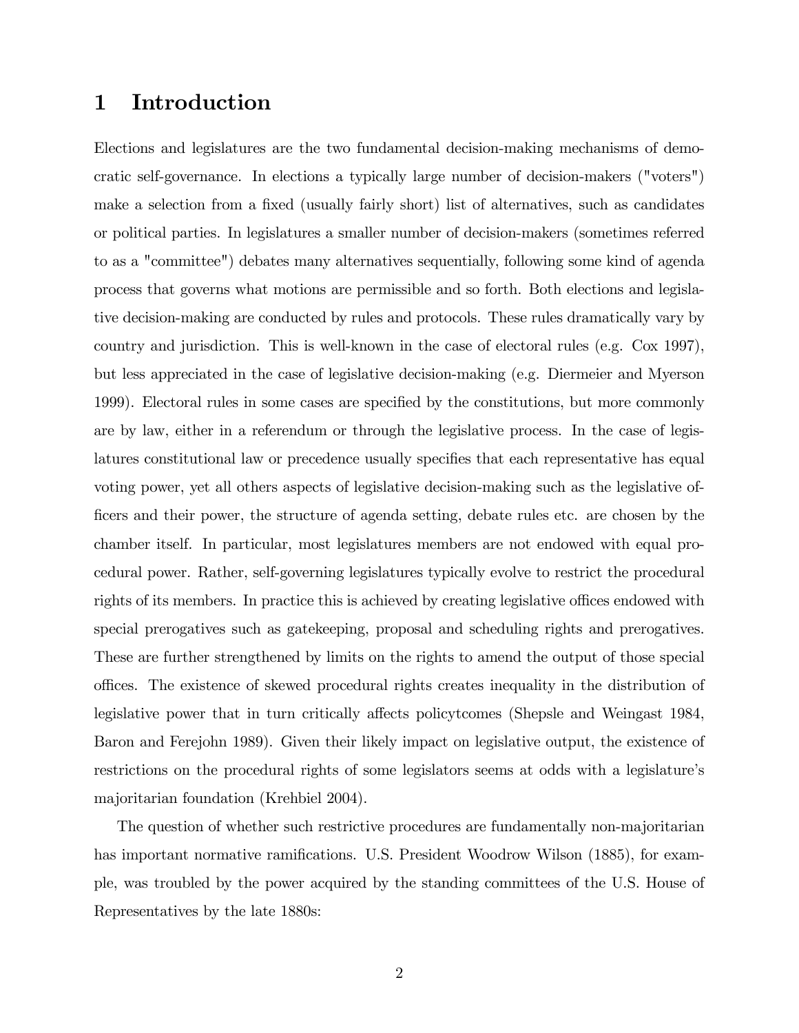# 1 Introduction

Elections and legislatures are the two fundamental decision-making mechanisms of democratic self-governance. In elections a typically large number of decision-makers ("voters") make a selection from a fixed (usually fairly short) list of alternatives, such as candidates or political parties. In legislatures a smaller number of decision-makers (sometimes referred to as a "committee") debates many alternatives sequentially, following some kind of agenda process that governs what motions are permissible and so forth. Both elections and legislative decision-making are conducted by rules and protocols. These rules dramatically vary by country and jurisdiction. This is well-known in the case of electoral rules (e.g. Cox 1997), but less appreciated in the case of legislative decision-making (e.g. Diermeier and Myerson 1999). Electoral rules in some cases are specified by the constitutions, but more commonly are by law, either in a referendum or through the legislative process. In the case of legislatures constitutional law or precedence usually specifies that each representative has equal voting power, yet all others aspects of legislative decision-making such as the legislative officers and their power, the structure of agenda setting, debate rules etc. are chosen by the chamber itself. In particular, most legislatures members are not endowed with equal procedural power. Rather, self-governing legislatures typically evolve to restrict the procedural rights of its members. In practice this is achieved by creating legislative offices endowed with special prerogatives such as gatekeeping, proposal and scheduling rights and prerogatives. These are further strengthened by limits on the rights to amend the output of those special offices. The existence of skewed procedural rights creates inequality in the distribution of legislative power that in turn critically affects policytcomes (Shepsle and Weingast 1984, Baron and Ferejohn 1989). Given their likely impact on legislative output, the existence of restrictions on the procedural rights of some legislators seems at odds with a legislature's majoritarian foundation (Krehbiel 2004).

The question of whether such restrictive procedures are fundamentally non-majoritarian has important normative ramifications. U.S. President Woodrow Wilson (1885), for example, was troubled by the power acquired by the standing committees of the U.S. House of Representatives by the late 1880s: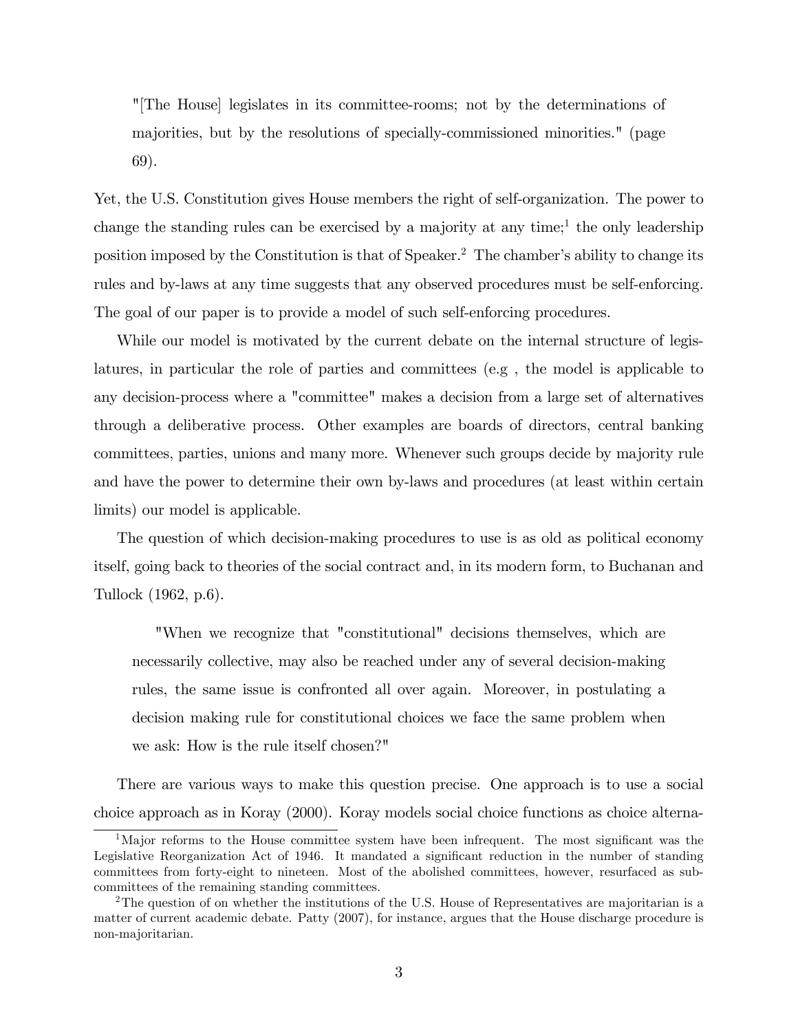> "[The House] legislates in its committee-rooms; not by the determinations of majorities, but by the resolutions of specially-commissioned minorities." (page 69).

Yet, the U.S. Constitution gives House members the right of self-organization. The power to change the standing rules can be exercised by a majority at any time;[1] the only leadership position imposed by the Constitution is that of Speaker.[2] The chamber's ability to change its rules and by-laws at any time suggests that any observed procedures must be self-enforcing. The goal of our paper is to provide a model of such self-enforcing procedures.

While our model is motivated by the current debate on the internal structure of legislatures, in particular the role of parties and committees (e.g , the model is applicable to any decision-process where a "committee" makes a decision from a large set of alternatives through a deliberative process. Other examples are boards of directors, central banking committees, parties, unions and many more. Whenever such groups decide by majority rule and have the power to determine their own by-laws and procedures (at least within certain limits) our model is applicable.

The question of which decision-making procedures to use is as old as political economy itself, going back to theories of the social contract and, in its modern form, to Buchanan and Tullock (1962, p.6).

> "When we recognize that "constitutional" decisions themselves, which are necessarily collective, may also be reached under any of several decision-making rules, the same issue is confronted all over again. Moreover, in postulating a decision making rule for constitutional choices we face the same problem when we ask: How is the rule itself chosen?"

There are various ways to make this question precise. One approach is to use a social choice approach as in Koray (2000). Koray models social choice functions as choice alterna-

[1] Major reforms to the House committee system have been infrequent. The most significant was the Legislative Reorganization Act of 1946. It mandated a significant reduction in the number of standing committees from forty-eight to nineteen. Most of the abolished committees, however, resurfaced as subcommittees of the remaining standing committees.

[2] The question of on whether the institutions of the U.S. House of Representatives are majoritarian is a matter of current academic debate. Patty (2007), for instance, argues that the House discharge procedure is non-majoritarian.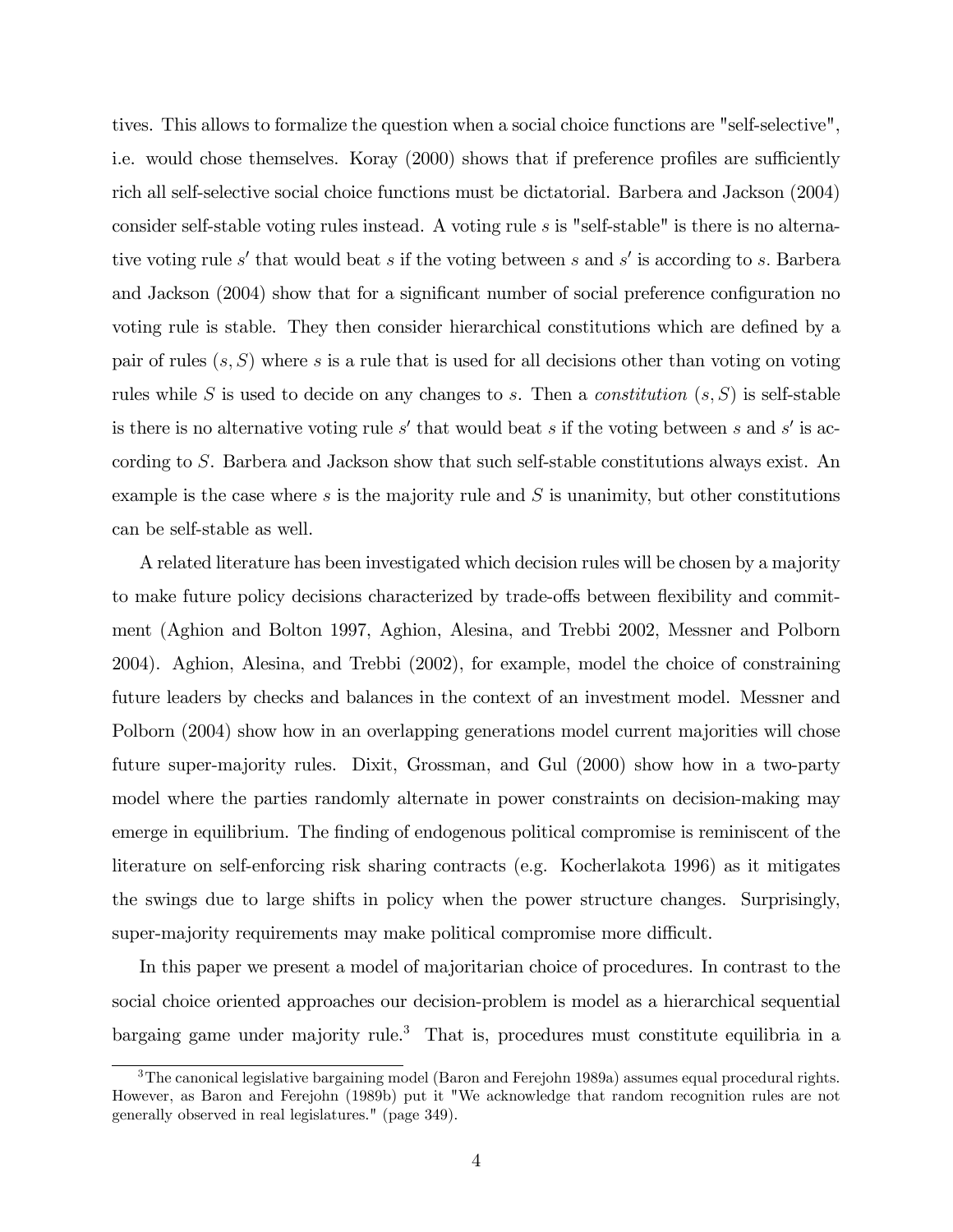tives. This allows to formalize the question when a social choice functions are "self-selective", i.e. would chose themselves. Koray (2000) shows that if preference profiles are sufficiently rich all self-selective social choice functions must be dictatorial. Barbera and Jackson (2004) consider self-stable voting rules instead. A voting rule $s$ is "self-stable" is there is no alternative voting rule $s'$ that would beat $s$ if the voting between $s$ and $s'$ is according to $s$. Barbera and Jackson (2004) show that for a significant number of social preference configuration no voting rule is stable. They then consider hierarchical constitutions which are defined by a pair of rules $(s, S)$ where $s$ is a rule that is used for all decisions other than voting on voting rules while $S$ is used to decide on any changes to $s$. Then a *constitution* $(s, S)$ is self-stable is there is no alternative voting rule $s'$ that would beat $s$ if the voting between $s$ and $s'$ is according to $S$. Barbera and Jackson show that such self-stable constitutions always exist. An example is the case where $s$ is the majority rule and $S$ is unanimity, but other constitutions can be self-stable as well.

A related literature has been investigated which decision rules will be chosen by a majority to make future policy decisions characterized by trade-offs between flexibility and commitment (Aghion and Bolton 1997, Aghion, Alesina, and Trebbi 2002, Messner and Polborn 2004). Aghion, Alesina, and Trebbi (2002), for example, model the choice of constraining future leaders by checks and balances in the context of an investment model. Messner and Polborn (2004) show how in an overlapping generations model current majorities will chose future super-majority rules. Dixit, Grossman, and Gul (2000) show how in a two-party model where the parties randomly alternate in power constraints on decision-making may emerge in equilibrium. The finding of endogenous political compromise is reminiscent of the literature on self-enforcing risk sharing contracts (e.g. Kocherlakota 1996) as it mitigates the swings due to large shifts in policy when the power structure changes. Surprisingly, super-majority requirements may make political compromise more difficult.

In this paper we present a model of majoritarian choice of procedures. In contrast to the social choice oriented approaches our decision-problem is model as a hierarchical sequential bargaing game under majority rule.[3] That is, procedures must constitute equilibria in a

[3] The canonical legislative bargaining model (Baron and Ferejohn 1989a) assumes equal procedural rights. However, as Baron and Ferejohn (1989b) put it "We acknowledge that random recognition rules are not generally observed in real legislatures." (page 349).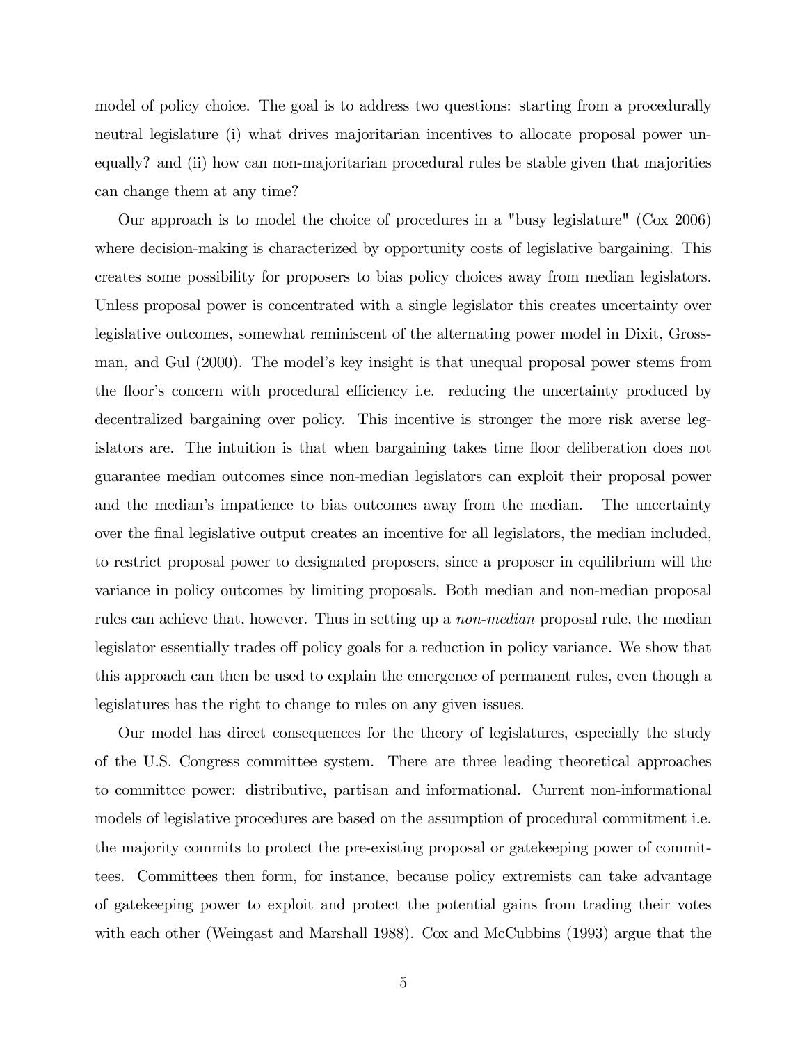model of policy choice. The goal is to address two questions: starting from a procedurally neutral legislature (i) what drives majoritarian incentives to allocate proposal power unequally? and (ii) how can non-majoritarian procedural rules be stable given that majorities can change them at any time?

Our approach is to model the choice of procedures in a "busy legislature" (Cox 2006) where decision-making is characterized by opportunity costs of legislative bargaining. This creates some possibility for proposers to bias policy choices away from median legislators. Unless proposal power is concentrated with a single legislator this creates uncertainty over legislative outcomes, somewhat reminiscent of the alternating power model in Dixit, Grossman, and Gul (2000). The model's key insight is that unequal proposal power stems from the floor's concern with procedural efficiency i.e. reducing the uncertainty produced by decentralized bargaining over policy. This incentive is stronger the more risk averse legislators are. The intuition is that when bargaining takes time floor deliberation does not guarantee median outcomes since non-median legislators can exploit their proposal power and the median's impatience to bias outcomes away from the median. The uncertainty over the final legislative output creates an incentive for all legislators, the median included, to restrict proposal power to designated proposers, since a proposer in equilibrium will the variance in policy outcomes by limiting proposals. Both median and non-median proposal rules can achieve that, however. Thus in setting up a *non-median* proposal rule, the median legislator essentially trades off policy goals for a reduction in policy variance. We show that this approach can then be used to explain the emergence of permanent rules, even though a legislatures has the right to change to rules on any given issues.

Our model has direct consequences for the theory of legislatures, especially the study of the U.S. Congress committee system. There are three leading theoretical approaches to committee power: distributive, partisan and informational. Current non-informational models of legislative procedures are based on the assumption of procedural commitment i.e. the majority commits to protect the pre-existing proposal or gatekeeping power of committees. Committees then form, for instance, because policy extremists can take advantage of gatekeeping power to exploit and protect the potential gains from trading their votes with each other (Weingast and Marshall 1988). Cox and McCubbins (1993) argue that the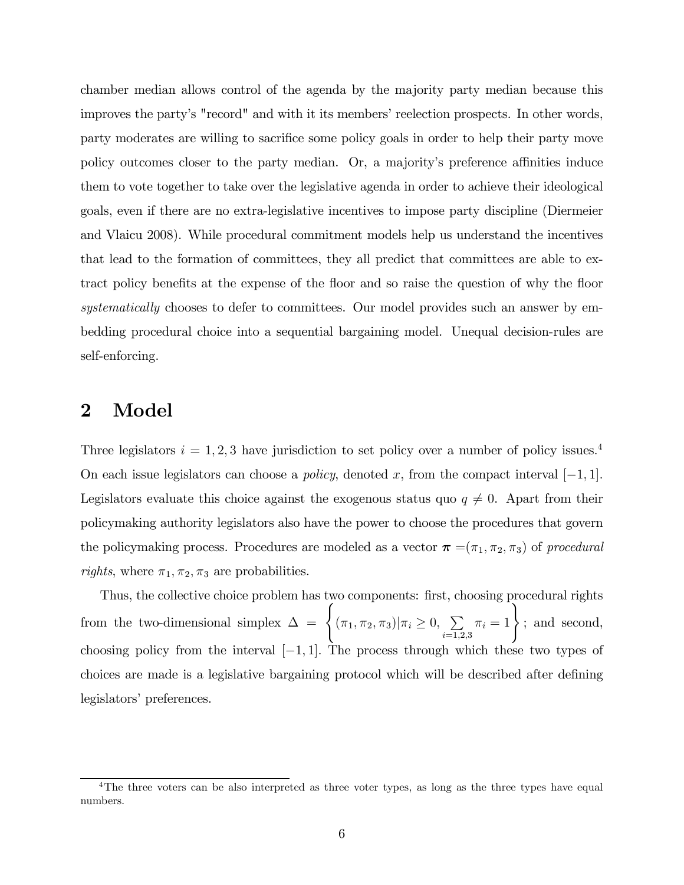chamber median allows control of the agenda by the majority party median because this improves the party's "record" and with it its members' reelection prospects. In other words, party moderates are willing to sacrifice some policy goals in order to help their party move policy outcomes closer to the party median. Or, a majority's preference affinities induce them to vote together to take over the legislative agenda in order to achieve their ideological goals, even if there are no extra-legislative incentives to impose party discipline (Diermeier and Vlaicu 2008). While procedural commitment models help us understand the incentives that lead to the formation of committees, they all predict that committees are able to extract policy benefits at the expense of the floor and so raise the question of why the floor *systematically* chooses to defer to committees. Our model provides such an answer by embedding procedural choice into a sequential bargaining model. Unequal decision-rules are self-enforcing.

## 2 Model

Three legislators $i = 1, 2, 3$ have jurisdiction to set policy over a number of policy issues.[4] On each issue legislators can choose a *policy*, denoted $x$, from the compact interval $[-1, 1]$. Legislators evaluate this choice against the exogenous status quo $q \neq 0$. Apart from their policymaking authority legislators also have the power to choose the procedures that govern the policymaking process. Procedures are modeled as a vector $\boldsymbol{\pi} = (\pi_1, \pi_2, \pi_3)$ of *procedural rights*, where $\pi_1, \pi_2, \pi_3$ are probabilities.

Thus, the collective choice problem has two components: first, choosing procedural rights from the two-dimensional simplex $\Delta = \left\{ (\pi_1, \pi_2, \pi_3) | \pi_i \geq 0, \sum_{i=1,2,3} \pi_i = 1 \right\}$; and second, choosing policy from the interval $[-1, 1]$. The process through which these two types of choices are made is a legislative bargaining protocol which will be described after defining legislators' preferences.

[4] The three voters can be also interpreted as three voter types, as long as the three types have equal numbers.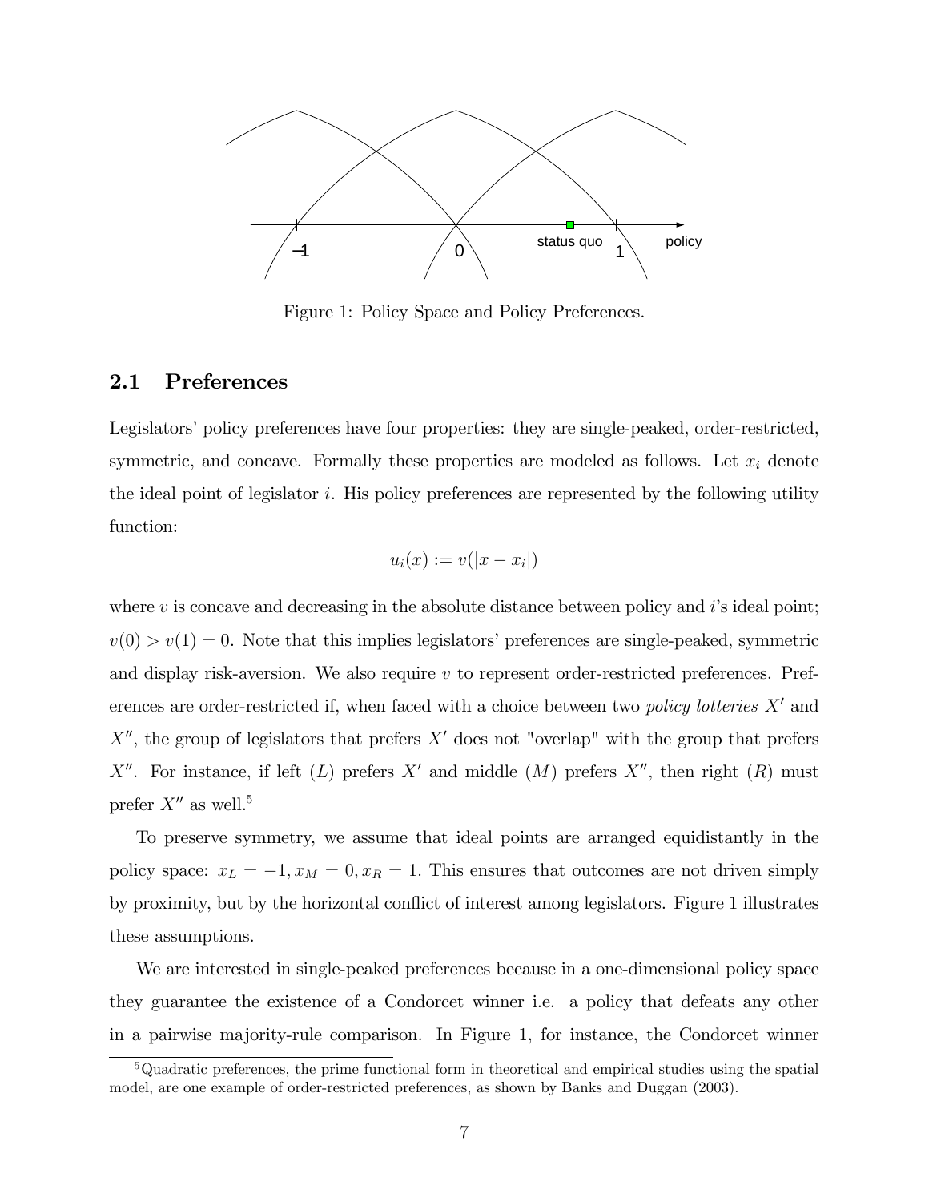Figure 1: Policy Space and Policy Preferences.

### 2.1 Preferences

Legislators' policy preferences have four properties: they are single-peaked, order-restricted, symmetric, and concave. Formally these properties are modeled as follows. Let $x_i$ denote the ideal point of legislator $i$. His policy preferences are represented by the following utility function:

$$u_i(x) := v(|x - x_i|)$$

where $v$ is concave and decreasing in the absolute distance between policy and $i$'s ideal point; $v(0) > v(1) = 0$. Note that this implies legislators' preferences are single-peaked, symmetric and display risk-aversion. We also require $v$ to represent order-restricted preferences. Preferences are order-restricted if, when faced with a choice between two *policy lotteries* $X'$ and $X''$, the group of legislators that prefers $X'$ does not "overlap" with the group that prefers $X''$. For instance, if left ($L$) prefers $X'$ and middle ($M$) prefers $X''$, then right ($R$) must prefer $X''$ as well.[5]

To preserve symmetry, we assume that ideal points are arranged equidistantly in the policy space: $x_L = -1, x_M = 0, x_R = 1$. This ensures that outcomes are not driven simply by proximity, but by the horizontal conflict of interest among legislators. Figure 1 illustrates these assumptions.

We are interested in single-peaked preferences because in a one-dimensional policy space they guarantee the existence of a Condorcet winner i.e. a policy that defeats any other in a pairwise majority-rule comparison. In Figure 1, for instance, the Condorcet winner

[5] Quadratic preferences, the prime functional form in theoretical and empirical studies using the spatial model, are one example of order-restricted preferences, as shown by Banks and Duggan (2003).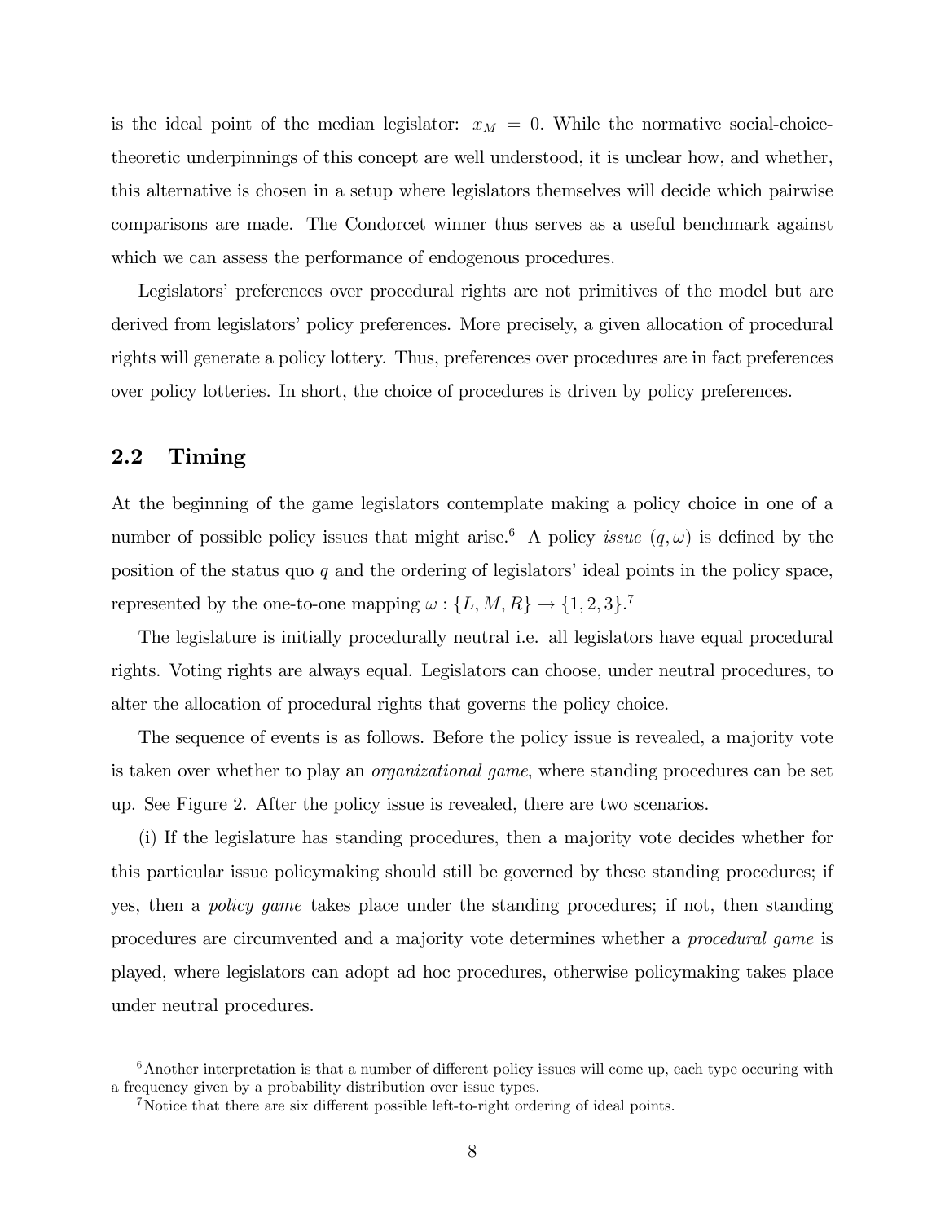is the ideal point of the median legislator: $x_M = 0$. While the normative social-choice-theoretic underpinnings of this concept are well understood, it is unclear how, and whether, this alternative is chosen in a setup where legislators themselves will decide which pairwise comparisons are made. The Condorcet winner thus serves as a useful benchmark against which we can assess the performance of endogenous procedures.

Legislators' preferences over procedural rights are not primitives of the model but are derived from legislators' policy preferences. More precisely, a given allocation of procedural rights will generate a policy lottery. Thus, preferences over procedures are in fact preferences over policy lotteries. In short, the choice of procedures is driven by policy preferences.

## 2.2 Timing

At the beginning of the game legislators contemplate making a policy choice in one of a number of possible policy issues that might arise.[6] A policy *issue* $(q, \omega)$ is defined by the position of the status quo $q$ and the ordering of legislators' ideal points in the policy space, represented by the one-to-one mapping $\omega : \{L, M, R\} \rightarrow \{1, 2, 3\}$.[7]

The legislature is initially procedurally neutral i.e. all legislators have equal procedural rights. Voting rights are always equal. Legislators can choose, under neutral procedures, to alter the allocation of procedural rights that governs the policy choice.

The sequence of events is as follows. Before the policy issue is revealed, a majority vote is taken over whether to play an *organizational game*, where standing procedures can be set up. See Figure 2. After the policy issue is revealed, there are two scenarios.

(i) If the legislature has standing procedures, then a majority vote decides whether for this particular issue policymaking should still be governed by these standing procedures; if yes, then a *policy game* takes place under the standing procedures; if not, then standing procedures are circumvented and a majority vote determines whether a *procedural game* is played, where legislators can adopt ad hoc procedures, otherwise policymaking takes place under neutral procedures.

[6] Another interpretation is that a number of different policy issues will come up, each type occuring with a frequency given by a probability distribution over issue types.

[7] Notice that there are six different possible left-to-right ordering of ideal points.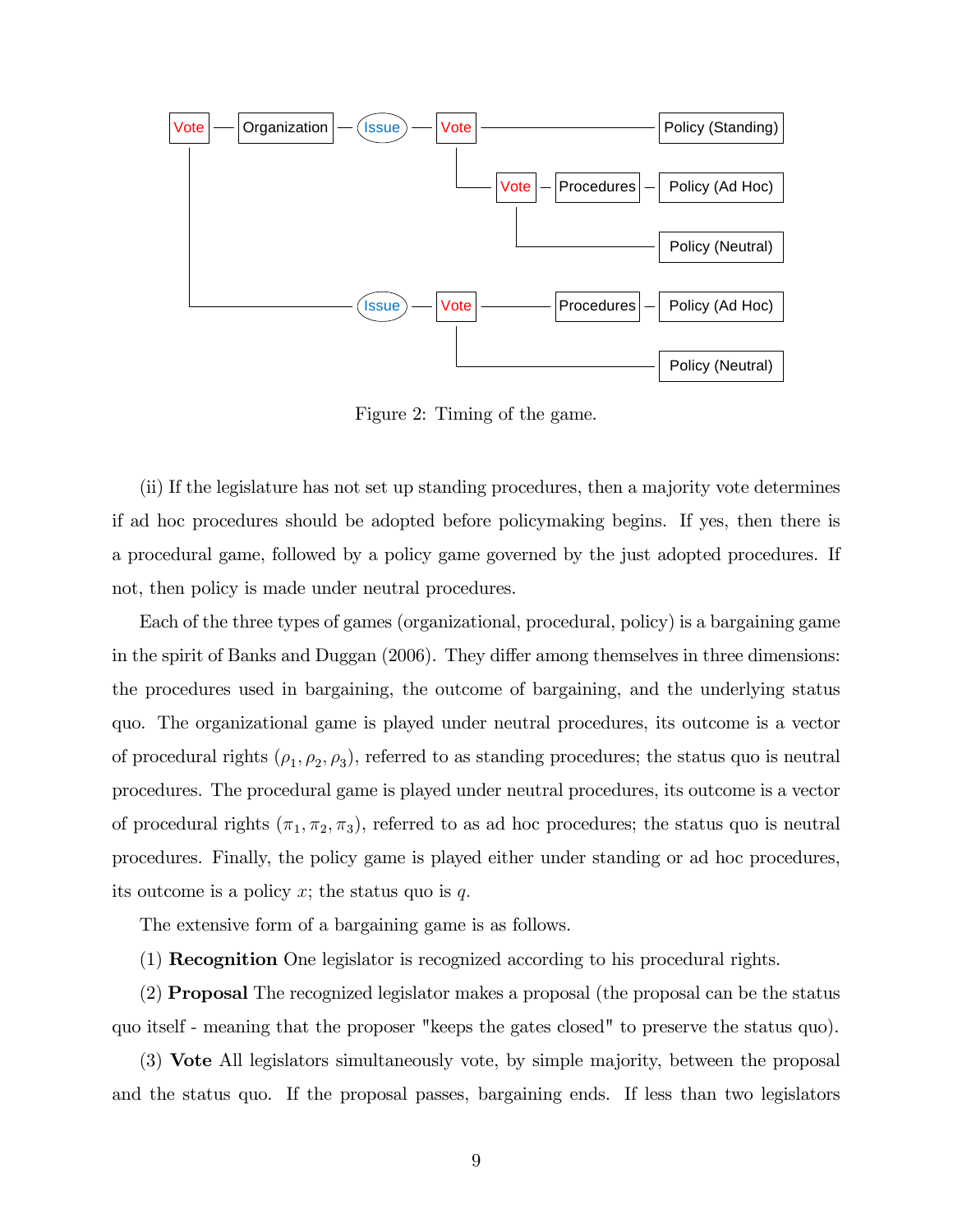Figure 2: Timing of the game.

(ii) If the legislature has not set up standing procedures, then a majority vote determines if ad hoc procedures should be adopted before policymaking begins. If yes, then there is a procedural game, followed by a policy game governed by the just adopted procedures. If not, then policy is made under neutral procedures.

Each of the three types of games (organizational, procedural, policy) is a bargaining game in the spirit of Banks and Duggan (2006). They differ among themselves in three dimensions: the procedures used in bargaining, the outcome of bargaining, and the underlying status quo. The organizational game is played under neutral procedures, its outcome is a vector of procedural rights $(\rho_1, \rho_2, \rho_3)$, referred to as standing procedures; the status quo is neutral procedures. The procedural game is played under neutral procedures, its outcome is a vector of procedural rights $(\pi_1, \pi_2, \pi_3)$, referred to as ad hoc procedures; the status quo is neutral procedures. Finally, the policy game is played either under standing or ad hoc procedures, its outcome is a policy $x$; the status quo is $q$.

The extensive form of a bargaining game is as follows.

(1) **Recognition** One legislator is recognized according to his procedural rights.

(2) **Proposal** The recognized legislator makes a proposal (the proposal can be the status quo itself - meaning that the proposer "keeps the gates closed" to preserve the status quo).

(3) **Vote** All legislators simultaneously vote, by simple majority, between the proposal and the status quo. If the proposal passes, bargaining ends. If less than two legislators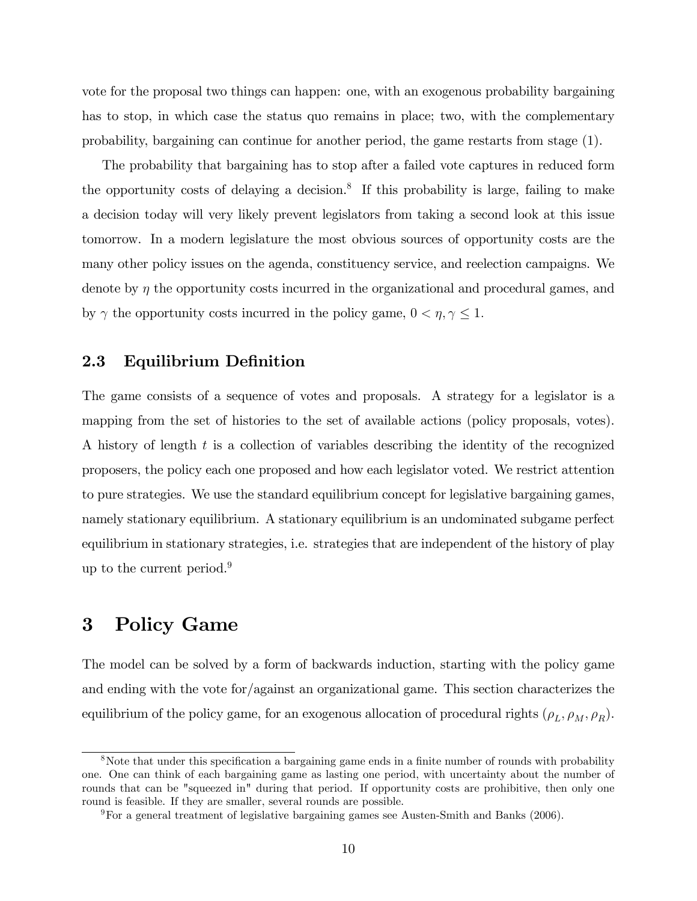vote for the proposal two things can happen: one, with an exogenous probability bargaining has to stop, in which case the status quo remains in place; two, with the complementary probability, bargaining can continue for another period, the game restarts from stage (1).

The probability that bargaining has to stop after a failed vote captures in reduced form the opportunity costs of delaying a decision.[8] If this probability is large, failing to make a decision today will very likely prevent legislators from taking a second look at this issue tomorrow. In a modern legislature the most obvious sources of opportunity costs are the many other policy issues on the agenda, constituency service, and reelection campaigns. We denote by $\eta$ the opportunity costs incurred in the organizational and procedural games, and by $\gamma$ the opportunity costs incurred in the policy game, $0 < \eta, \gamma \leq 1$.

## 2.3 Equilibrium Definition

The game consists of a sequence of votes and proposals. A strategy for a legislator is a mapping from the set of histories to the set of available actions (policy proposals, votes). A history of length $t$ is a collection of variables describing the identity of the recognized proposers, the policy each one proposed and how each legislator voted. We restrict attention to pure strategies. We use the standard equilibrium concept for legislative bargaining games, namely stationary equilibrium. A stationary equilibrium is an undominated subgame perfect equilibrium in stationary strategies, i.e. strategies that are independent of the history of play up to the current period.[9]

# 3 Policy Game

The model can be solved by a form of backwards induction, starting with the policy game and ending with the vote for/against an organizational game. This section characterizes the equilibrium of the policy game, for an exogenous allocation of procedural rights $(\rho_L, \rho_M, \rho_R)$.

[8] Note that under this specification a bargaining game ends in a finite number of rounds with probability one. One can think of each bargaining game as lasting one period, with uncertainty about the number of rounds that can be "squeezed in" during that period. If opportunity costs are prohibitive, then only one round is feasible. If they are smaller, several rounds are possible.

[9] For a general treatment of legislative bargaining games see Austen-Smith and Banks (2006).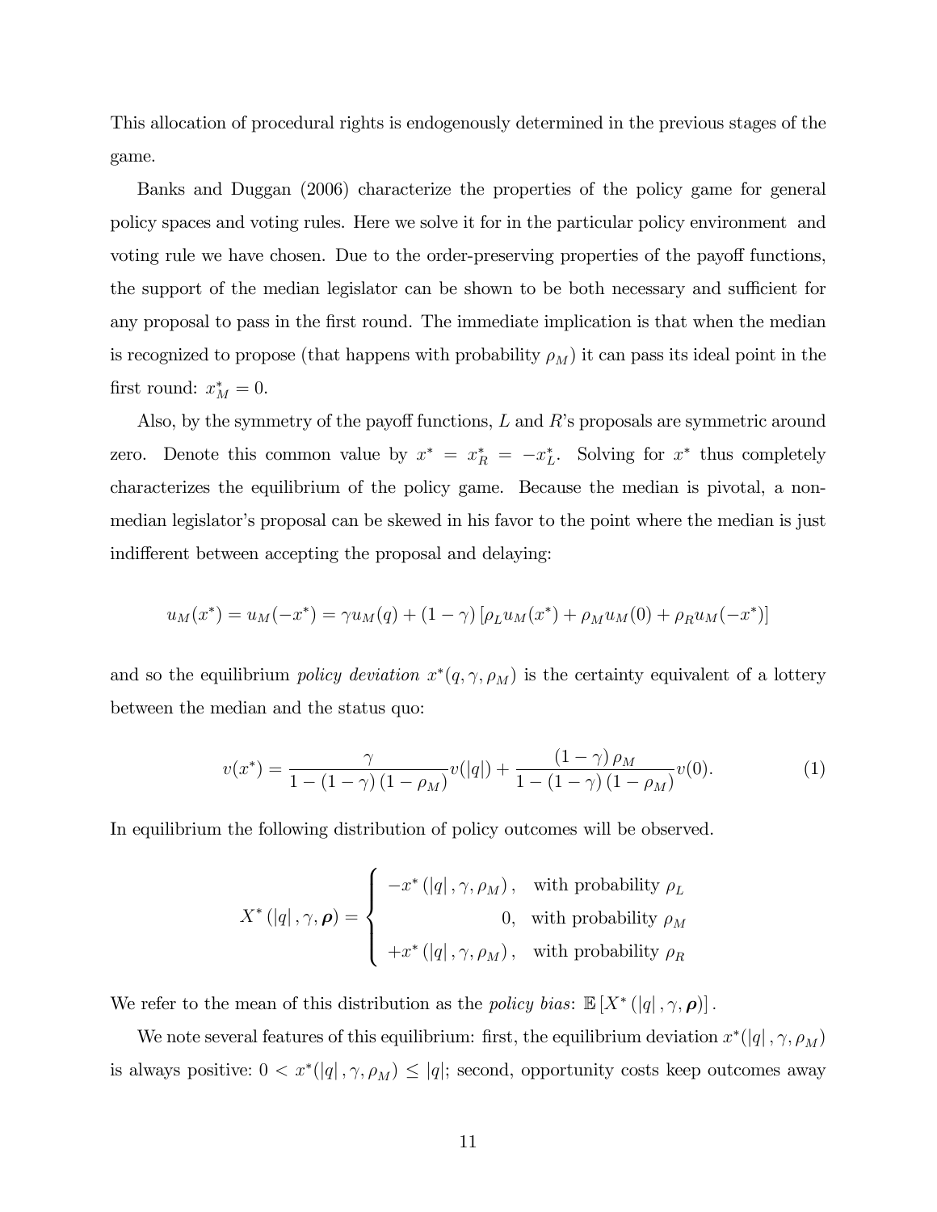This allocation of procedural rights is endogenously determined in the previous stages of the game.

Banks and Duggan (2006) characterize the properties of the policy game for general policy spaces and voting rules. Here we solve it for in the particular policy environment and voting rule we have chosen. Due to the order-preserving properties of the payoff functions, the support of the median legislator can be shown to be both necessary and sufficient for any proposal to pass in the first round. The immediate implication is that when the median is recognized to propose (that happens with probability $\rho_M$) it can pass its ideal point in the first round: $x_M^* = 0$.

Also, by the symmetry of the payoff functions, $L$ and $R$'s proposals are symmetric around zero. Denote this common value by $x^* = x_R^* = -x_L^*$. Solving for $x^*$ thus completely characterizes the equilibrium of the policy game. Because the median is pivotal, a non-median legislator's proposal can be skewed in his favor to the point where the median is just indifferent between accepting the proposal and delaying:

$$u_M(x^*) = u_M(-x^*) = \gamma u_M(q) + (1-\gamma)\left[\rho_L u_M(x^*) + \rho_M u_M(0) + \rho_R u_M(-x^*)\right]$$

and so the equilibrium *policy deviation* $x^*(q, \gamma, \rho_M)$ is the certainty equivalent of a lottery between the median and the status quo:

$$v(x^*) = \frac{\gamma}{1-(1-\gamma)(1-\rho_M)} v(|q|) + \frac{(1-\gamma)\rho_M}{1-(1-\gamma)(1-\rho_M)} v(0). \tag{1}$$

In equilibrium the following distribution of policy outcomes will be observed.

$$X^*(|q|, \gamma, \boldsymbol{\rho}) = \begin{cases} -x^*(|q|, \gamma, \rho_M), & \text{with probability } \rho_L \\ 0, & \text{with probability } \rho_M \\ +x^*(|q|, \gamma, \rho_M), & \text{with probability } \rho_R \end{cases}$$

We refer to the mean of this distribution as the *policy bias*: $\mathbb{E}\left[X^*(|q|, \gamma, \boldsymbol{\rho})\right]$.

We note several features of this equilibrium: first, the equilibrium deviation $x^*(|q|, \gamma, \rho_M)$ is always positive: $0 < x^*(|q|, \gamma, \rho_M) \leq |q|$; second, opportunity costs keep outcomes away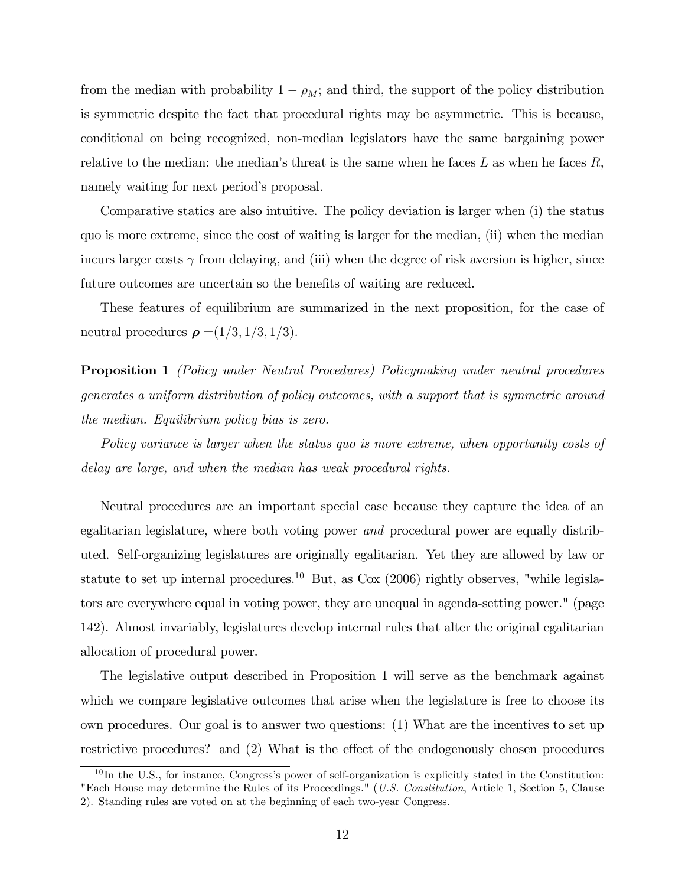from the median with probability $1 - \rho_M$; and third, the support of the policy distribution is symmetric despite the fact that procedural rights may be asymmetric. This is because, conditional on being recognized, non-median legislators have the same bargaining power relative to the median: the median's threat is the same when he faces $L$ as when he faces $R$, namely waiting for next period's proposal.

Comparative statics are also intuitive. The policy deviation is larger when (i) the status quo is more extreme, since the cost of waiting is larger for the median, (ii) when the median incurs larger costs $\gamma$ from delaying, and (iii) when the degree of risk aversion is higher, since future outcomes are uncertain so the benefits of waiting are reduced.

These features of equilibrium are summarized in the next proposition, for the case of neutral procedures $\boldsymbol{\rho} = (1/3, 1/3, 1/3)$.

**Proposition 1** *(Policy under Neutral Procedures) Policymaking under neutral procedures generates a uniform distribution of policy outcomes, with a support that is symmetric around the median. Equilibrium policy bias is zero.*

*Policy variance is larger when the status quo is more extreme, when opportunity costs of delay are large, and when the median has weak procedural rights.*

Neutral procedures are an important special case because they capture the idea of an egalitarian legislature, where both voting power *and* procedural power are equally distributed. Self-organizing legislatures are originally egalitarian. Yet they are allowed by law or statute to set up internal procedures.[10] But, as Cox (2006) rightly observes, "while legislators are everywhere equal in voting power, they are unequal in agenda-setting power." (page 142). Almost invariably, legislatures develop internal rules that alter the original egalitarian allocation of procedural power.

The legislative output described in Proposition 1 will serve as the benchmark against which we compare legislative outcomes that arise when the legislature is free to choose its own procedures. Our goal is to answer two questions: (1) What are the incentives to set up restrictive procedures? and (2) What is the effect of the endogenously chosen procedures

[10] In the U.S., for instance, Congress's power of self-organization is explicitly stated in the Constitution: "Each House may determine the Rules of its Proceedings." (*U.S. Constitution*, Article 1, Section 5, Clause 2). Standing rules are voted on at the beginning of each two-year Congress.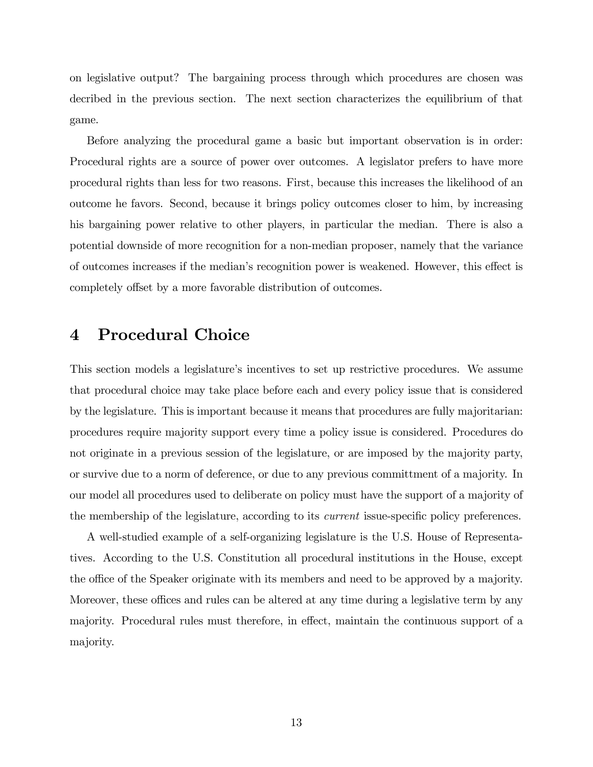on legislative output? The bargaining process through which procedures are chosen was decribed in the previous section. The next section characterizes the equilibrium of that game.

Before analyzing the procedural game a basic but important observation is in order: Procedural rights are a source of power over outcomes. A legislator prefers to have more procedural rights than less for two reasons. First, because this increases the likelihood of an outcome he favors. Second, because it brings policy outcomes closer to him, by increasing his bargaining power relative to other players, in particular the median. There is also a potential downside of more recognition for a non-median proposer, namely that the variance of outcomes increases if the median's recognition power is weakened. However, this effect is completely offset by a more favorable distribution of outcomes.

# 4 Procedural Choice

This section models a legislature's incentives to set up restrictive procedures. We assume that procedural choice may take place before each and every policy issue that is considered by the legislature. This is important because it means that procedures are fully majoritarian: procedures require majority support every time a policy issue is considered. Procedures do not originate in a previous session of the legislature, or are imposed by the majority party, or survive due to a norm of deference, or due to any previous committment of a majority. In our model all procedures used to deliberate on policy must have the support of a majority of the membership of the legislature, according to its *current* issue-specific policy preferences.

A well-studied example of a self-organizing legislature is the U.S. House of Representatives. According to the U.S. Constitution all procedural institutions in the House, except the office of the Speaker originate with its members and need to be approved by a majority. Moreover, these offices and rules can be altered at any time during a legislative term by any majority. Procedural rules must therefore, in effect, maintain the continuous support of a majority.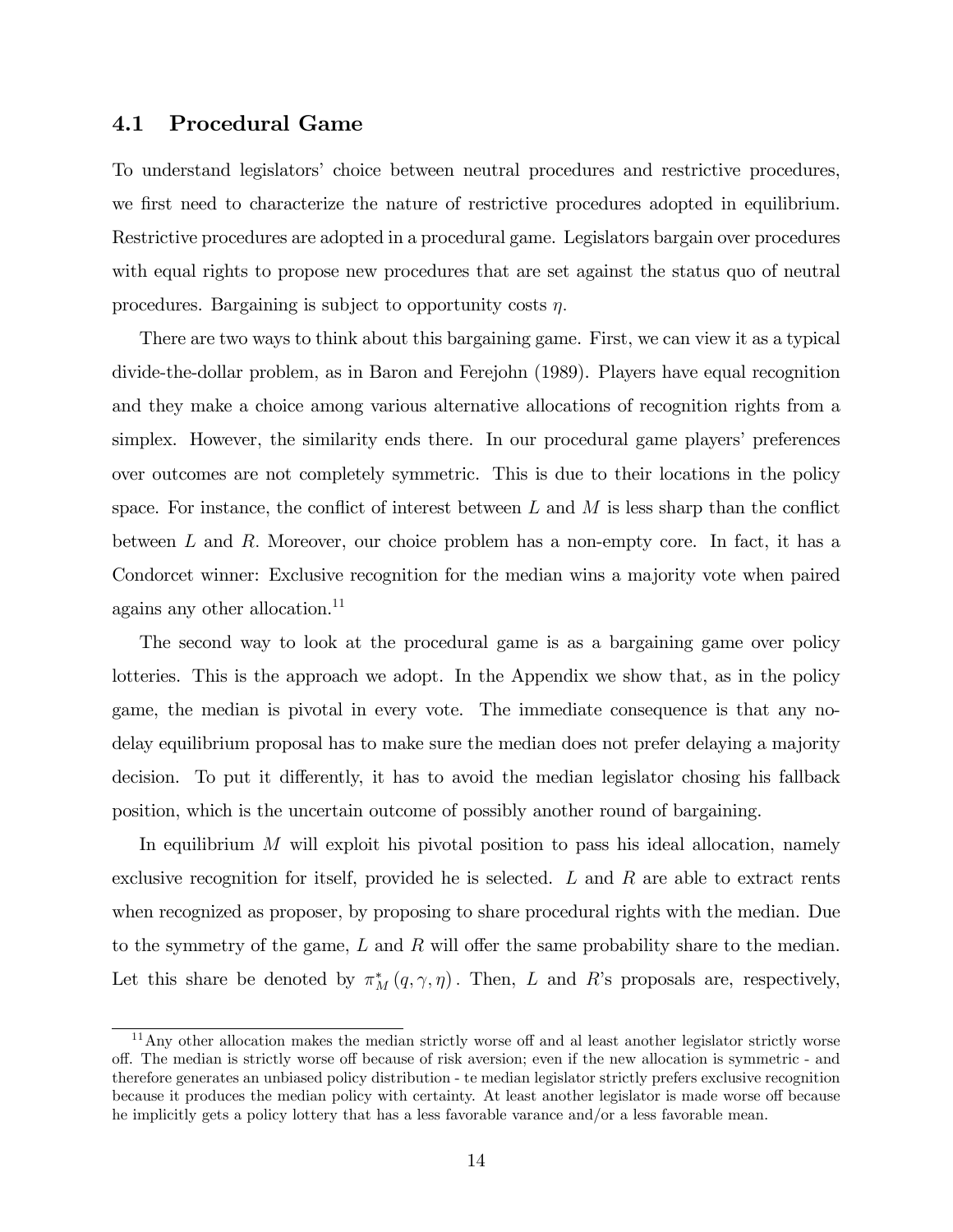## 4.1 Procedural Game

To understand legislators' choice between neutral procedures and restrictive procedures, we first need to characterize the nature of restrictive procedures adopted in equilibrium. Restrictive procedures are adopted in a procedural game. Legislators bargain over procedures with equal rights to propose new procedures that are set against the status quo of neutral procedures. Bargaining is subject to opportunity costs $\eta$.

There are two ways to think about this bargaining game. First, we can view it as a typical divide-the-dollar problem, as in Baron and Ferejohn (1989). Players have equal recognition and they make a choice among various alternative allocations of recognition rights from a simplex. However, the similarity ends there. In our procedural game players' preferences over outcomes are not completely symmetric. This is due to their locations in the policy space. For instance, the conflict of interest between $L$ and $M$ is less sharp than the conflict between $L$ and $R$. Moreover, our choice problem has a non-empty core. In fact, it has a Condorcet winner: Exclusive recognition for the median wins a majority vote when paired agains any other allocation.[11]

The second way to look at the procedural game is as a bargaining game over policy lotteries. This is the approach we adopt. In the Appendix we show that, as in the policy game, the median is pivotal in every vote. The immediate consequence is that any no-delay equilibrium proposal has to make sure the median does not prefer delaying a majority decision. To put it differently, it has to avoid the median legislator chosing his fallback position, which is the uncertain outcome of possibly another round of bargaining.

In equilibrium $M$ will exploit his pivotal position to pass his ideal allocation, namely exclusive recognition for itself, provided he is selected. $L$ and $R$ are able to extract rents when recognized as proposer, by proposing to share procedural rights with the median. Due to the symmetry of the game, $L$ and $R$ will offer the same probability share to the median. Let this share be denoted by $\pi_M^*(q, \gamma, \eta)$. Then, $L$ and $R$'s proposals are, respectively,

[11] Any other allocation makes the median strictly worse off and al least another legislator strictly worse off. The median is strictly worse off because of risk aversion; even if the new allocation is symmetric - and therefore generates an unbiased policy distribution - te median legislator strictly prefers exclusive recognition because it produces the median policy with certainty. At least another legislator is made worse off because he implicitly gets a policy lottery that has a less favorable varance and/or a less favorable mean.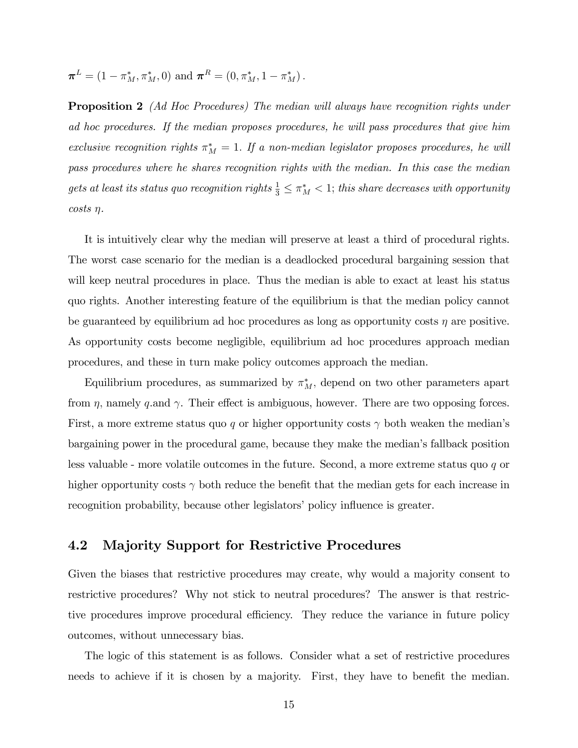$\boldsymbol{\pi}^L = (1 - \pi_M^*, \pi_M^*, 0)$ and $\boldsymbol{\pi}^R = (0, \pi_M^*, 1 - \pi_M^*)$.

**Proposition 2** *(Ad Hoc Procedures) The median will always have recognition rights under ad hoc procedures. If the median proposes procedures, he will pass procedures that give him exclusive recognition rights $\pi_M^* = 1$. If a non-median legislator proposes procedures, he will pass procedures where he shares recognition rights with the median. In this case the median gets at least its status quo recognition rights $\frac{1}{3} \leq \pi_M^* < 1$; this share decreases with opportunity costs $\eta$.*

It is intuitively clear why the median will preserve at least a third of procedural rights. The worst case scenario for the median is a deadlocked procedural bargaining session that will keep neutral procedures in place. Thus the median is able to exact at least his status quo rights. Another interesting feature of the equilibrium is that the median policy cannot be guaranteed by equilibrium ad hoc procedures as long as opportunity costs $\eta$ are positive. As opportunity costs become negligible, equilibrium ad hoc procedures approach median procedures, and these in turn make policy outcomes approach the median.

Equilibrium procedures, as summarized by $\pi_M^*$, depend on two other parameters apart from $\eta$, namely $q$.and $\gamma$. Their effect is ambiguous, however. There are two opposing forces. First, a more extreme status quo $q$ or higher opportunity costs $\gamma$ both weaken the median's bargaining power in the procedural game, because they make the median's fallback position less valuable - more volatile outcomes in the future. Second, a more extreme status quo $q$ or higher opportunity costs $\gamma$ both reduce the benefit that the median gets for each increase in recognition probability, because other legislators' policy influence is greater.

## 4.2 Majority Support for Restrictive Procedures

Given the biases that restrictive procedures may create, why would a majority consent to restrictive procedures? Why not stick to neutral procedures? The answer is that restrictive procedures improve procedural efficiency. They reduce the variance in future policy outcomes, without unnecessary bias.

The logic of this statement is as follows. Consider what a set of restrictive procedures needs to achieve if it is chosen by a majority. First, they have to benefit the median.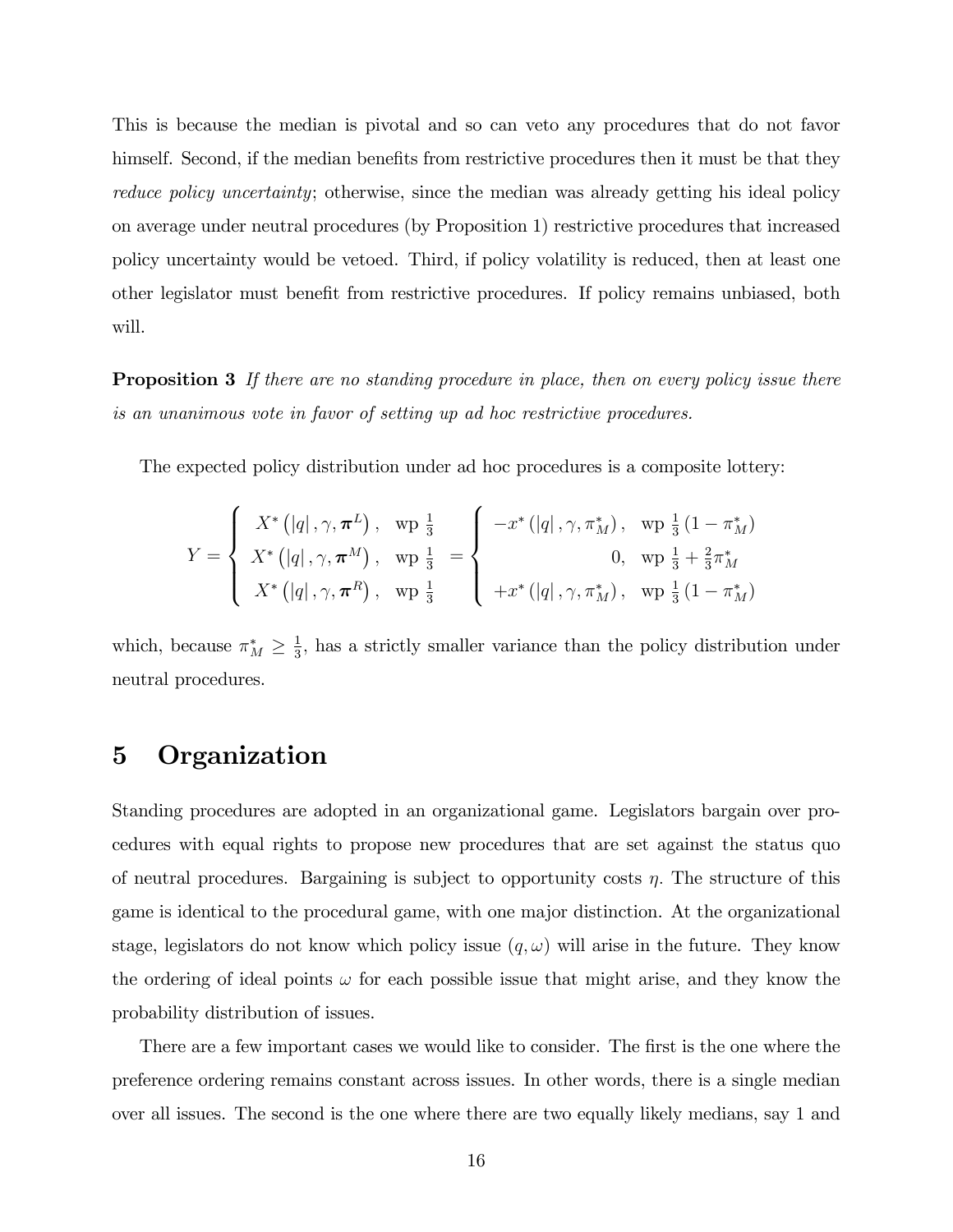This is because the median is pivotal and so can veto any procedures that do not favor himself. Second, if the median benefits from restrictive procedures then it must be that they *reduce policy uncertainty*; otherwise, since the median was already getting his ideal policy on average under neutral procedures (by Proposition 1) restrictive procedures that increased policy uncertainty would be vetoed. Third, if policy volatility is reduced, then at least one other legislator must benefit from restrictive procedures. If policy remains unbiased, both will.

**Proposition 3** *If there are no standing procedure in place, then on every policy issue there is an unanimous vote in favor of setting up ad hoc restrictive procedures.*

The expected policy distribution under ad hoc procedures is a composite lottery:

$$Y = \begin{cases} X^*\left(|q|, \gamma, \boldsymbol{\pi}^L\right), & \text{wp } \frac{1}{3} \\ X^*\left(|q|, \gamma, \boldsymbol{\pi}^M\right), & \text{wp } \frac{1}{3} \\ X^*\left(|q|, \gamma, \boldsymbol{\pi}^R\right), & \text{wp } \frac{1}{3} \end{cases} = \begin{cases} -x^*\left(|q|, \gamma, \pi_M^*\right), & \text{wp } \frac{1}{3}\left(1-\pi_M^*\right) \\ 0, & \text{wp } \frac{1}{3}+\frac{2}{3}\pi_M^* \\ +x^*\left(|q|, \gamma, \pi_M^*\right), & \text{wp } \frac{1}{3}\left(1-\pi_M^*\right) \end{cases}$$

which, because $\pi_M^* \geq \frac{1}{3}$, has a strictly smaller variance than the policy distribution under neutral procedures.

# 5 Organization

Standing procedures are adopted in an organizational game. Legislators bargain over procedures with equal rights to propose new procedures that are set against the status quo of neutral procedures. Bargaining is subject to opportunity costs $\eta$. The structure of this game is identical to the procedural game, with one major distinction. At the organizational stage, legislators do not know which policy issue $(q, \omega)$ will arise in the future. They know the ordering of ideal points $\omega$ for each possible issue that might arise, and they know the probability distribution of issues.

There are a few important cases we would like to consider. The first is the one where the preference ordering remains constant across issues. In other words, there is a single median over all issues. The second is the one where there are two equally likely medians, say 1 and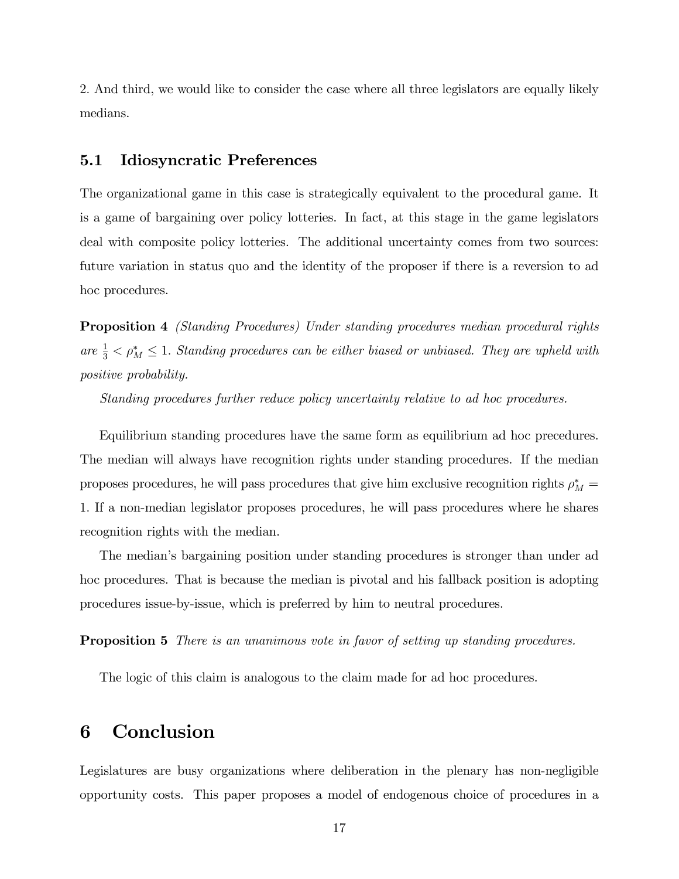2. And third, we would like to consider the case where all three legislators are equally likely medians.

### 5.1 Idiosyncratic Preferences

The organizational game in this case is strategically equivalent to the procedural game. It is a game of bargaining over policy lotteries. In fact, at this stage in the game legislators deal with composite policy lotteries. The additional uncertainty comes from two sources: future variation in status quo and the identity of the proposer if there is a reversion to ad hoc procedures.

**Proposition 4** *(Standing Procedures) Under standing procedures median procedural rights are $\frac{1}{3} < \rho_M^* \leq 1$. Standing procedures can be either biased or unbiased. They are upheld with positive probability.*

*Standing procedures further reduce policy uncertainty relative to ad hoc procedures.*

Equilibrium standing procedures have the same form as equilibrium ad hoc precedures. The median will always have recognition rights under standing procedures. If the median proposes procedures, he will pass procedures that give him exclusive recognition rights $\rho_M^* = 1$. If a non-median legislator proposes procedures, he will pass procedures where he shares recognition rights with the median.

The median's bargaining position under standing procedures is stronger than under ad hoc procedures. That is because the median is pivotal and his fallback position is adopting procedures issue-by-issue, which is preferred by him to neutral procedures.

**Proposition 5** *There is an unanimous vote in favor of setting up standing procedures.*

The logic of this claim is analogous to the claim made for ad hoc procedures.

## 6 Conclusion

Legislatures are busy organizations where deliberation in the plenary has non-negligible opportunity costs. This paper proposes a model of endogenous choice of procedures in a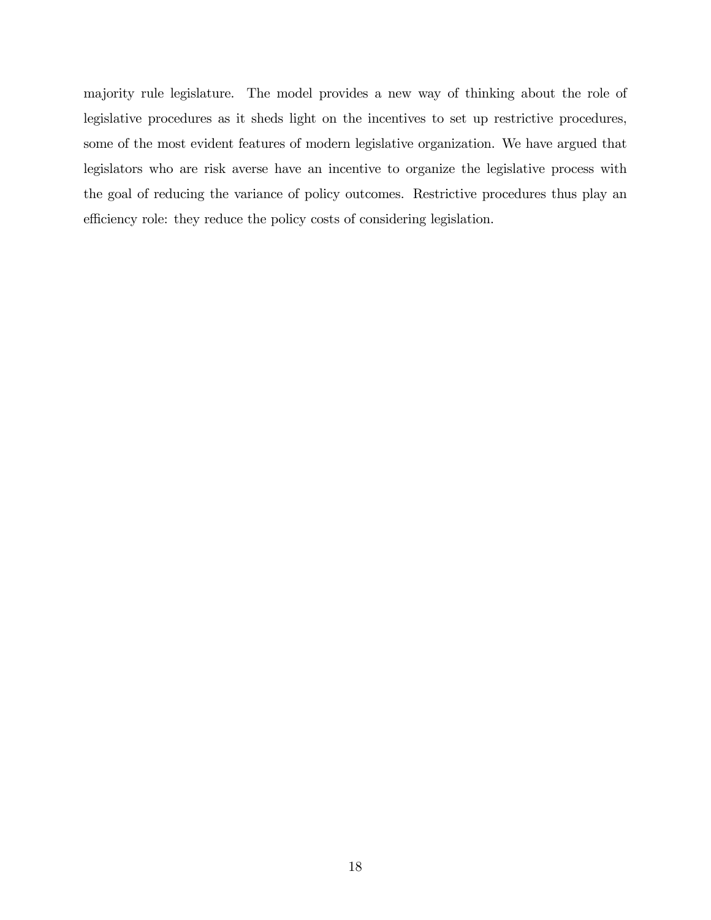majority rule legislature. The model provides a new way of thinking about the role of legislative procedures as it sheds light on the incentives to set up restrictive procedures, some of the most evident features of modern legislative organization. We have argued that legislators who are risk averse have an incentive to organize the legislative process with the goal of reducing the variance of policy outcomes. Restrictive procedures thus play an efficiency role: they reduce the policy costs of considering legislation.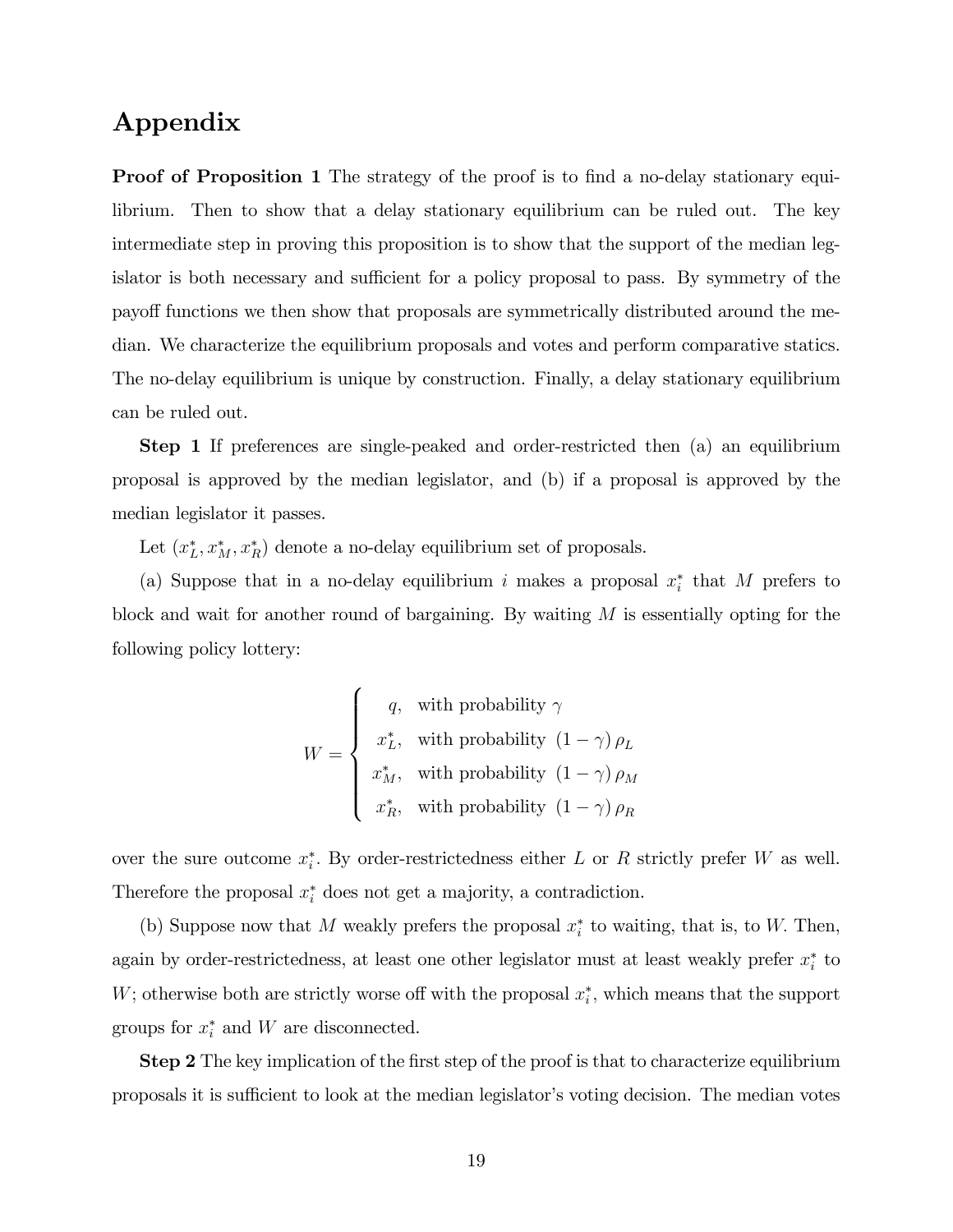# Appendix

**Proof of Proposition 1** The strategy of the proof is to find a no-delay stationary equilibrium. Then to show that a delay stationary equilibrium can be ruled out. The key intermediate step in proving this proposition is to show that the support of the median legislator is both necessary and sufficient for a policy proposal to pass. By symmetry of the payoff functions we then show that proposals are symmetrically distributed around the median. We characterize the equilibrium proposals and votes and perform comparative statics. The no-delay equilibrium is unique by construction. Finally, a delay stationary equilibrium can be ruled out.

**Step 1** If preferences are single-peaked and order-restricted then (a) an equilibrium proposal is approved by the median legislator, and (b) if a proposal is approved by the median legislator it passes.

Let $(x_L^*, x_M^*, x_R^*)$ denote a no-delay equilibrium set of proposals.

(a) Suppose that in a no-delay equilibrium $i$ makes a proposal $x_i^*$ that $M$ prefers to block and wait for another round of bargaining. By waiting $M$ is essentially opting for the following policy lottery:

$$W = \begin{cases} q, & \text{with probability } \gamma \\ x_L^*, & \text{with probability } (1-\gamma)\,\rho_L \\ x_M^*, & \text{with probability } (1-\gamma)\,\rho_M \\ x_R^*, & \text{with probability } (1-\gamma)\,\rho_R \end{cases}$$

over the sure outcome $x_i^*$. By order-restrictedness either $L$ or $R$ strictly prefer $W$ as well. Therefore the proposal $x_i^*$ does not get a majority, a contradiction.

(b) Suppose now that $M$ weakly prefers the proposal $x_i^*$ to waiting, that is, to $W$. Then, again by order-restrictedness, at least one other legislator must at least weakly prefer $x_i^*$ to $W$; otherwise both are strictly worse off with the proposal $x_i^*$, which means that the support groups for $x_i^*$ and $W$ are disconnected.

**Step 2** The key implication of the first step of the proof is that to characterize equilibrium proposals it is sufficient to look at the median legislator's voting decision. The median votes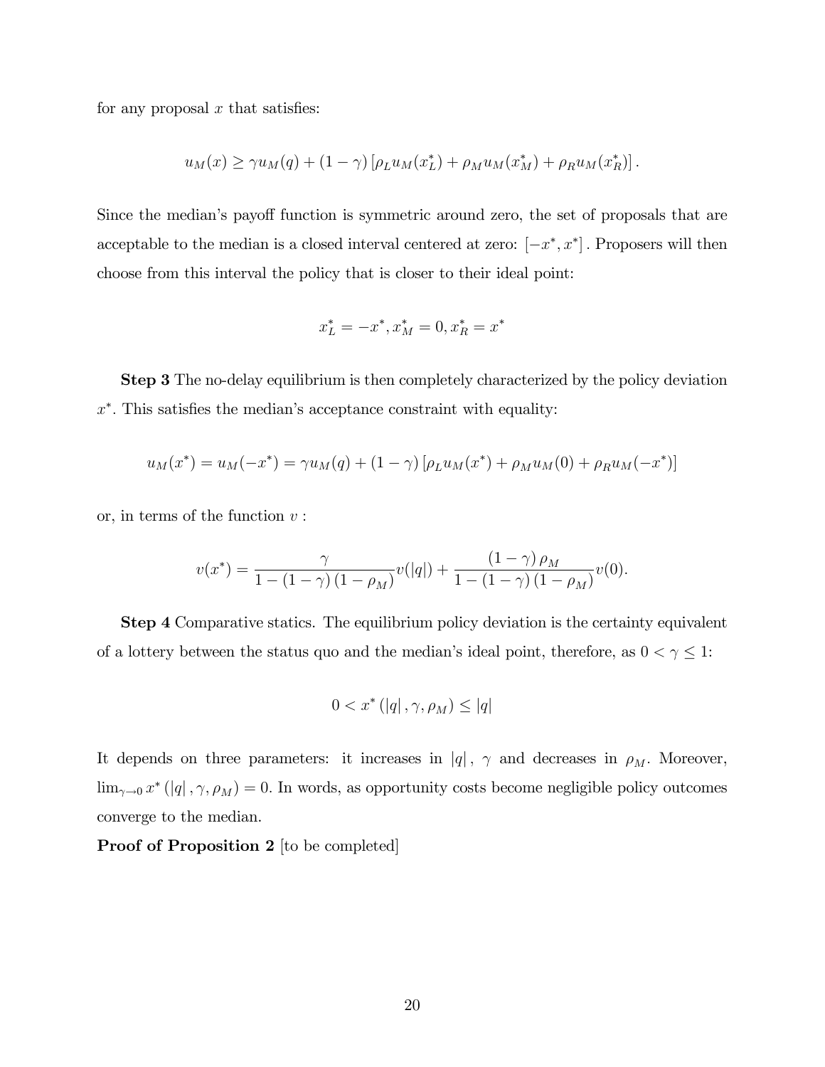for any proposal $x$ that satisfies:

$$u_M(x) \geq \gamma u_M(q) + (1-\gamma)\left[\rho_L u_M(x_L^*) + \rho_M u_M(x_M^*) + \rho_R u_M(x_R^*)\right].$$

Since the median's payoff function is symmetric around zero, the set of proposals that are acceptable to the median is a closed interval centered at zero: $[-x^*, x^*]$. Proposers will then choose from this interval the policy that is closer to their ideal point:

$$x_L^* = -x^*, x_M^* = 0, x_R^* = x^*$$

**Step 3** The no-delay equilibrium is then completely characterized by the policy deviation $x^*$. This satisfies the median's acceptance constraint with equality:

$$u_M(x^*) = u_M(-x^*) = \gamma u_M(q) + (1-\gamma)\left[\rho_L u_M(x^*) + \rho_M u_M(0) + \rho_R u_M(-x^*)\right]$$

or, in terms of the function $v$ :

$$v(x^*) = \frac{\gamma}{1-(1-\gamma)(1-\rho_M)} v(|q|) + \frac{(1-\gamma)\rho_M}{1-(1-\gamma)(1-\rho_M)} v(0).$$

**Step 4** Comparative statics. The equilibrium policy deviation is the certainty equivalent of a lottery between the status quo and the median's ideal point, therefore, as $0 < \gamma \leq 1$:

$$0 < x^*(|q|, \gamma, \rho_M) \leq |q|$$

It depends on three parameters: it increases in $|q|$, $\gamma$ and decreases in $\rho_M$. Moreover, $\lim_{\gamma \to 0} x^*(|q|, \gamma, \rho_M) = 0$. In words, as opportunity costs become negligible policy outcomes converge to the median.

**Proof of Proposition 2** [to be completed]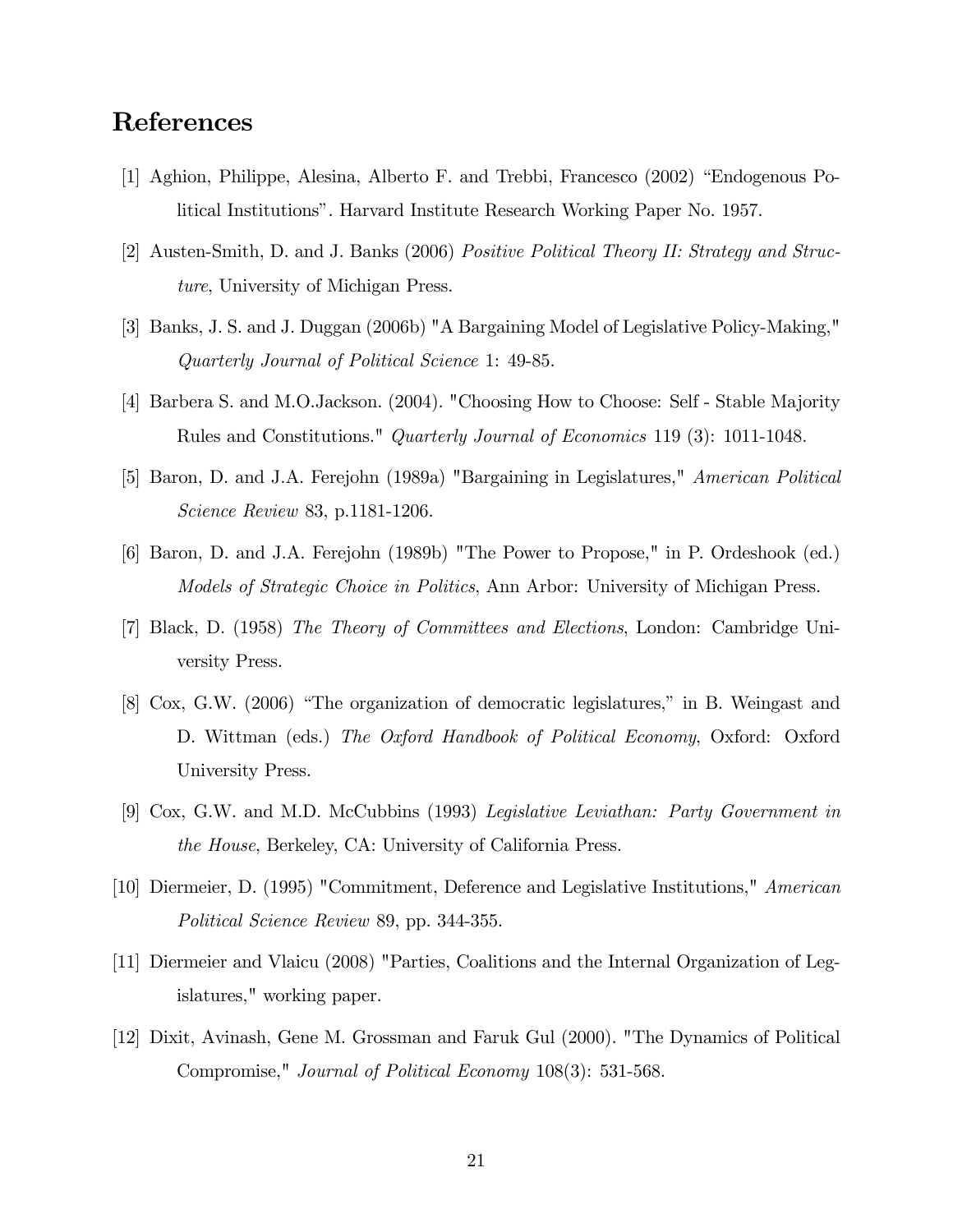## References

[1] Aghion, Philippe, Alesina, Alberto F. and Trebbi, Francesco (2002) "Endogenous Political Institutions". Harvard Institute Research Working Paper No. 1957.

[2] Austen-Smith, D. and J. Banks (2006) *Positive Political Theory II: Strategy and Structure*, University of Michigan Press.

[3] Banks, J. S. and J. Duggan (2006b) "A Bargaining Model of Legislative Policy-Making," *Quarterly Journal of Political Science* 1: 49-85.

[4] Barbera S. and M.O.Jackson. (2004). "Choosing How to Choose: Self - Stable Majority Rules and Constitutions." *Quarterly Journal of Economics* 119 (3): 1011-1048.

[5] Baron, D. and J.A. Ferejohn (1989a) "Bargaining in Legislatures," *American Political Science Review* 83, p.1181-1206.

[6] Baron, D. and J.A. Ferejohn (1989b) "The Power to Propose," in P. Ordeshook (ed.) *Models of Strategic Choice in Politics*, Ann Arbor: University of Michigan Press.

[7] Black, D. (1958) *The Theory of Committees and Elections*, London: Cambridge University Press.

[8] Cox, G.W. (2006) "The organization of democratic legislatures," in B. Weingast and D. Wittman (eds.) *The Oxford Handbook of Political Economy*, Oxford: Oxford University Press.

[9] Cox, G.W. and M.D. McCubbins (1993) *Legislative Leviathan: Party Government in the House*, Berkeley, CA: University of California Press.

[10] Diermeier, D. (1995) "Commitment, Deference and Legislative Institutions," *American Political Science Review* 89, pp. 344-355.

[11] Diermeier and Vlaicu (2008) "Parties, Coalitions and the Internal Organization of Legislatures," working paper.

[12] Dixit, Avinash, Gene M. Grossman and Faruk Gul (2000). "The Dynamics of Political Compromise," *Journal of Political Economy* 108(3): 531-568.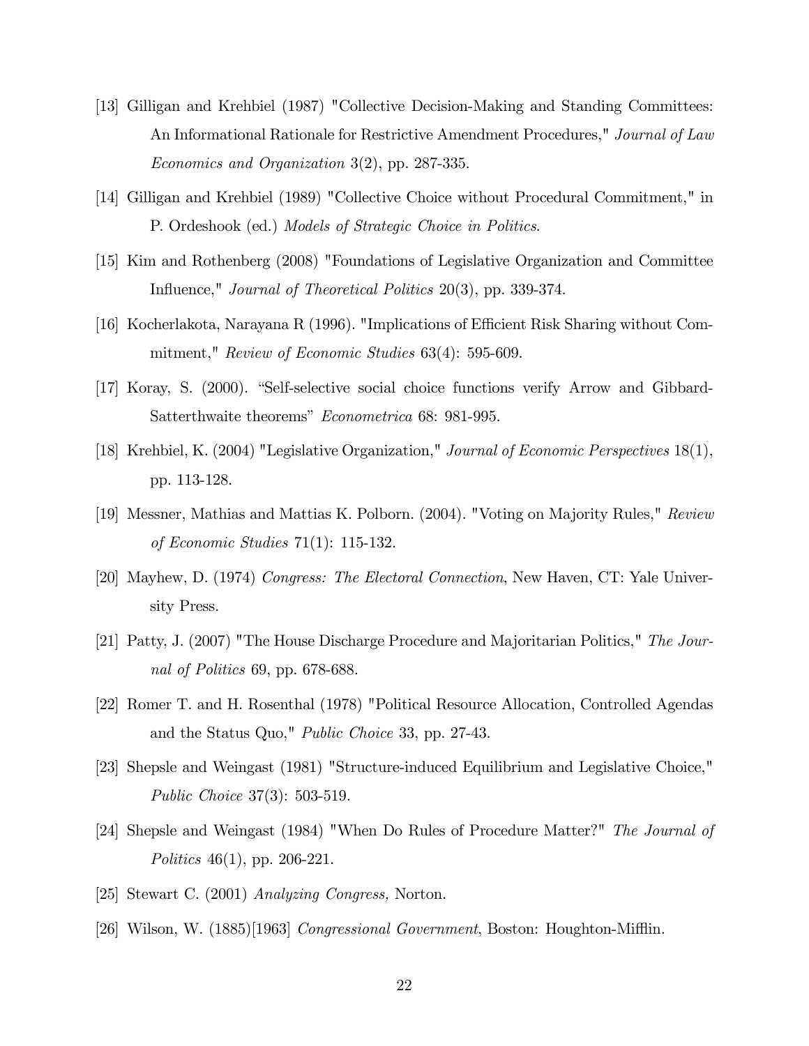[13] Gilligan and Krehbiel (1987) "Collective Decision-Making and Standing Committees: An Informational Rationale for Restrictive Amendment Procedures," *Journal of Law Economics and Organization* 3(2), pp. 287-335.

[14] Gilligan and Krehbiel (1989) "Collective Choice without Procedural Commitment," in P. Ordeshook (ed.) *Models of Strategic Choice in Politics*.

[15] Kim and Rothenberg (2008) "Foundations of Legislative Organization and Committee Influence," *Journal of Theoretical Politics* 20(3), pp. 339-374.

[16] Kocherlakota, Narayana R (1996). "Implications of Efficient Risk Sharing without Commitment," *Review of Economic Studies* 63(4): 595-609.

[17] Koray, S. (2000). "Self-selective social choice functions verify Arrow and Gibbard-Satterthwaite theorems" *Econometrica* 68: 981-995.

[18] Krehbiel, K. (2004) "Legislative Organization," *Journal of Economic Perspectives* 18(1), pp. 113-128.

[19] Messner, Mathias and Mattias K. Polborn. (2004). "Voting on Majority Rules," *Review of Economic Studies* 71(1): 115-132.

[20] Mayhew, D. (1974) *Congress: The Electoral Connection*, New Haven, CT: Yale University Press.

[21] Patty, J. (2007) "The House Discharge Procedure and Majoritarian Politics," *The Journal of Politics* 69, pp. 678-688.

[22] Romer T. and H. Rosenthal (1978) "Political Resource Allocation, Controlled Agendas and the Status Quo," *Public Choice* 33, pp. 27-43.

[23] Shepsle and Weingast (1981) "Structure-induced Equilibrium and Legislative Choice," *Public Choice* 37(3): 503-519.

[24] Shepsle and Weingast (1984) "When Do Rules of Procedure Matter?" *The Journal of Politics* 46(1), pp. 206-221.

[25] Stewart C. (2001) *Analyzing Congress,* Norton.

[26] Wilson, W. (1885)[1963] *Congressional Government*, Boston: Houghton-Mifflin.